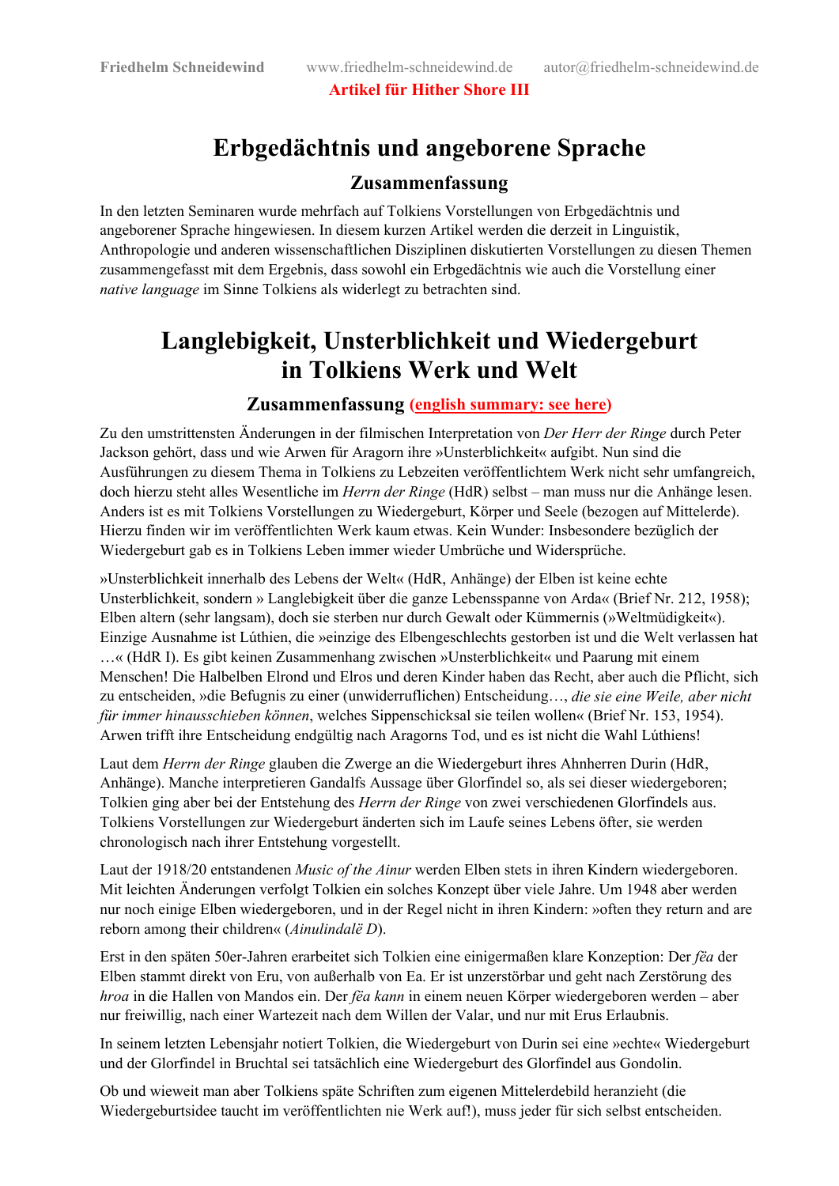Friedhelm Schneidewind    www.friedhelm-schneidewind.de    autor@friedhelm-schneidewind.de

**Artikel für Hither Shore III**

# Erbgedächtnis und angeborene Sprache

## Zusammenfassung

In den letzten Seminaren wurde mehrfach auf Tolkiens Vorstellungen von Erbgedächtnis und angeborener Sprache hingewiesen. In diesem kurzen Artikel werden die derzeit in Linguistik, Anthropologie und anderen wissenschaftlichen Disziplinen diskutierten Vorstellungen zu diesen Themen zusammengefasst mit dem Ergebnis, dass sowohl ein Erbgedächtnis wie auch die Vorstellung einer *native language* im Sinne Tolkiens als widerlegt zu betrachten sind.

# Langlebigkeit, Unsterblichkeit und Wiedergeburt in Tolkiens Werk und Welt

## Zusammenfassung (english summary: see here)

Zu den umstrittensten Änderungen in der filmischen Interpretation von *Der Herr der Ringe* durch Peter Jackson gehört, dass und wie Arwen für Aragorn ihre »Unsterblichkeit« aufgibt. Nun sind die Ausführungen zu diesem Thema in Tolkiens zu Lebzeiten veröffentlichtem Werk nicht sehr umfangreich, doch hierzu steht alles Wesentliche im *Herrn der Ringe* (HdR) selbst – man muss nur die Anhänge lesen. Anders ist es mit Tolkiens Vorstellungen zu Wiedergeburt, Körper und Seele (bezogen auf Mittelerde). Hierzu finden wir im veröffentlichten Werk kaum etwas. Kein Wunder: Insbesondere bezüglich der Wiedergeburt gab es in Tolkiens Leben immer wieder Umbrüche und Widersprüche.

»Unsterblichkeit innerhalb des Lebens der Welt« (HdR, Anhänge) der Elben ist keine echte Unsterblichkeit, sondern » Langlebigkeit über die ganze Lebensspanne von Arda« (Brief Nr. 212, 1958); Elben altern (sehr langsam), doch sie sterben nur durch Gewalt oder Kümmernis (»Weltmüdigkeit«). Einzige Ausnahme ist Lúthien, die »einzige des Elbengeschlechts gestorben ist und die Welt verlassen hat …« (HdR I). Es gibt keinen Zusammenhang zwischen »Unsterblichkeit« und Paarung mit einem Menschen! Die Halbelben Elrond und Elros und deren Kinder haben das Recht, aber auch die Pflicht, sich zu entscheiden, »die Befugnis zu einer (unwiderruflichen) Entscheidung…, *die sie eine Weile, aber nicht für immer hinausschieben können*, welches Sippenschicksal sie teilen wollen« (Brief Nr. 153, 1954). Arwen trifft ihre Entscheidung endgültig nach Aragorns Tod, und es ist nicht die Wahl Lúthiens!

Laut dem *Herrn der Ringe* glauben die Zwerge an die Wiedergeburt ihres Ahnherren Durin (HdR, Anhänge). Manche interpretieren Gandalfs Aussage über Glorfindel so, als sei dieser wiedergeboren; Tolkien ging aber bei der Entstehung des *Herrn der Ringe* von zwei verschiedenen Glorfindels aus. Tolkiens Vorstellungen zur Wiedergeburt änderten sich im Laufe seines Lebens öfter, sie werden chronologisch nach ihrer Entstehung vorgestellt.

Laut der 1918/20 entstandenen *Music of the Ainur* werden Elben stets in ihren Kindern wiedergeboren. Mit leichten Änderungen verfolgt Tolkien ein solches Konzept über viele Jahre. Um 1948 aber werden nur noch einige Elben wiedergeboren, und in der Regel nicht in ihren Kindern: »often they return and are reborn among their children« (*Ainulindalë D*).

Erst in den späten 50er-Jahren erarbeitet sich Tolkien eine einigermaßen klare Konzeption: Der *fëa* der Elben stammt direkt von Eru, von außerhalb von Ea. Er ist unzerstörbar und geht nach Zerstörung des *hroa* in die Hallen von Mandos ein. Der *fëa kann* in einem neuen Körper wiedergeboren werden – aber nur freiwillig, nach einer Wartezeit nach dem Willen der Valar, und nur mit Erus Erlaubnis.

In seinem letzten Lebensjahr notiert Tolkien, die Wiedergeburt von Durin sei eine »echte« Wiedergeburt und der Glorfindel in Bruchtal sei tatsächlich eine Wiedergeburt des Glorfindel aus Gondolin.

Ob und wieweit man aber Tolkiens späte Schriften zum eigenen Mittelerdebild heranzieht (die Wiedergeburtsidee taucht im veröffentlichten nie Werk auf!), muss jeder für sich selbst entscheiden.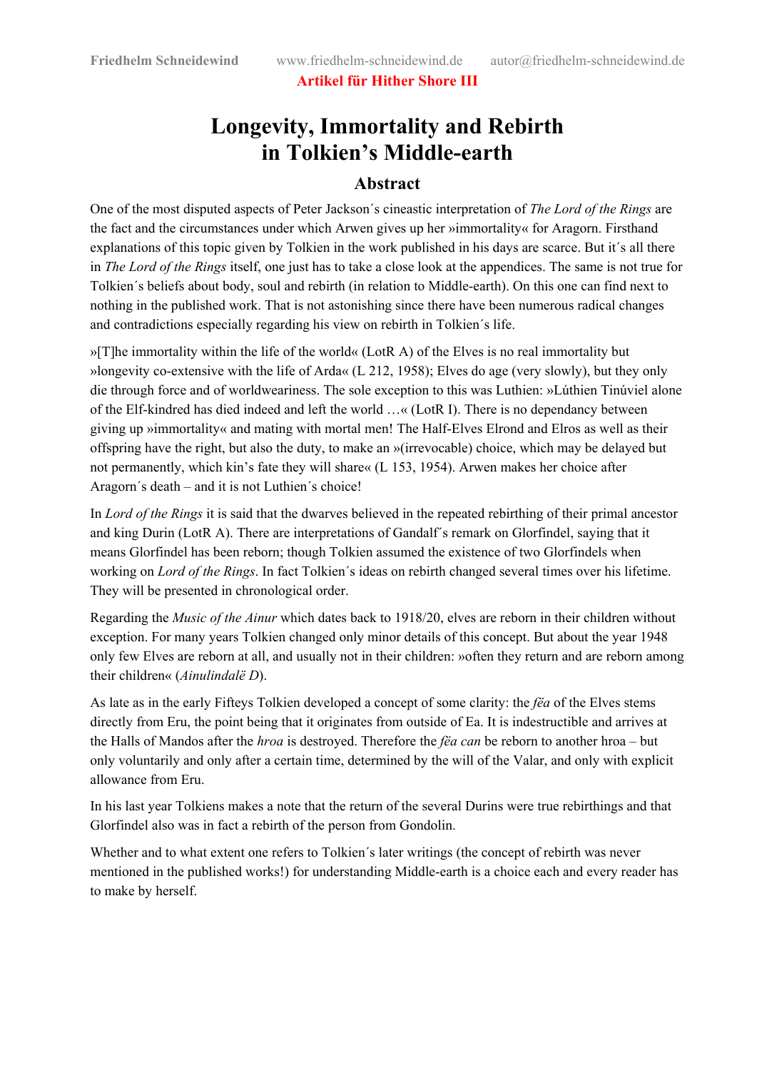Friedhelm Schneidewind www.friedhelm-schneidewind.de autor@friedhelm-schneidewind.de

**Artikel für Hither Shore III**

# Longevity, Immortality and Rebirth in Tolkien's Middle-earth

## Abstract

One of the most disputed aspects of Peter Jackson´s cineastic interpretation of *The Lord of the Rings* are the fact and the circumstances under which Arwen gives up her »immortality« for Aragorn. Firsthand explanations of this topic given by Tolkien in the work published in his days are scarce. But it´s all there in *The Lord of the Rings* itself, one just has to take a close look at the appendices. The same is not true for Tolkien´s beliefs about body, soul and rebirth (in relation to Middle-earth). On this one can find next to nothing in the published work. That is not astonishing since there have been numerous radical changes and contradictions especially regarding his view on rebirth in Tolkien´s life.

»[T]he immortality within the life of the world« (LotR A) of the Elves is no real immortality but »longevity co-extensive with the life of Arda« (L 212, 1958); Elves do age (very slowly), but they only die through force and of worldweariness. The sole exception to this was Luthien: »Lúthien Tinúviel alone of the Elf-kindred has died indeed and left the world …« (LotR I). There is no dependancy between giving up »immortality« and mating with mortal men! The Half-Elves Elrond and Elros as well as their offspring have the right, but also the duty, to make an »(irrevocable) choice, which may be delayed but not permanently, which kin's fate they will share« (L 153, 1954). Arwen makes her choice after Aragorn´s death – and it is not Luthien´s choice!

In *Lord of the Rings* it is said that the dwarves believed in the repeated rebirthing of their primal ancestor and king Durin (LotR A). There are interpretations of Gandalf´s remark on Glorfindel, saying that it means Glorfindel has been reborn; though Tolkien assumed the existence of two Glorfindels when working on *Lord of the Rings*. In fact Tolkien´s ideas on rebirth changed several times over his lifetime. They will be presented in chronological order.

Regarding the *Music of the Ainur* which dates back to 1918/20, elves are reborn in their children without exception. For many years Tolkien changed only minor details of this concept. But about the year 1948 only few Elves are reborn at all, and usually not in their children: »often they return and are reborn among their children« (*Ainulindalë D*).

As late as in the early Fifteys Tolkien developed a concept of some clarity: the *fëa* of the Elves stems directly from Eru, the point being that it originates from outside of Ea. It is indestructible and arrives at the Halls of Mandos after the *hroa* is destroyed. Therefore the *fëa can* be reborn to another hroa – but only voluntarily and only after a certain time, determined by the will of the Valar, and only with explicit allowance from Eru.

In his last year Tolkiens makes a note that the return of the several Durins were true rebirthings and that Glorfindel also was in fact a rebirth of the person from Gondolin.

Whether and to what extent one refers to Tolkien´s later writings (the concept of rebirth was never mentioned in the published works!) for understanding Middle-earth is a choice each and every reader has to make by herself.